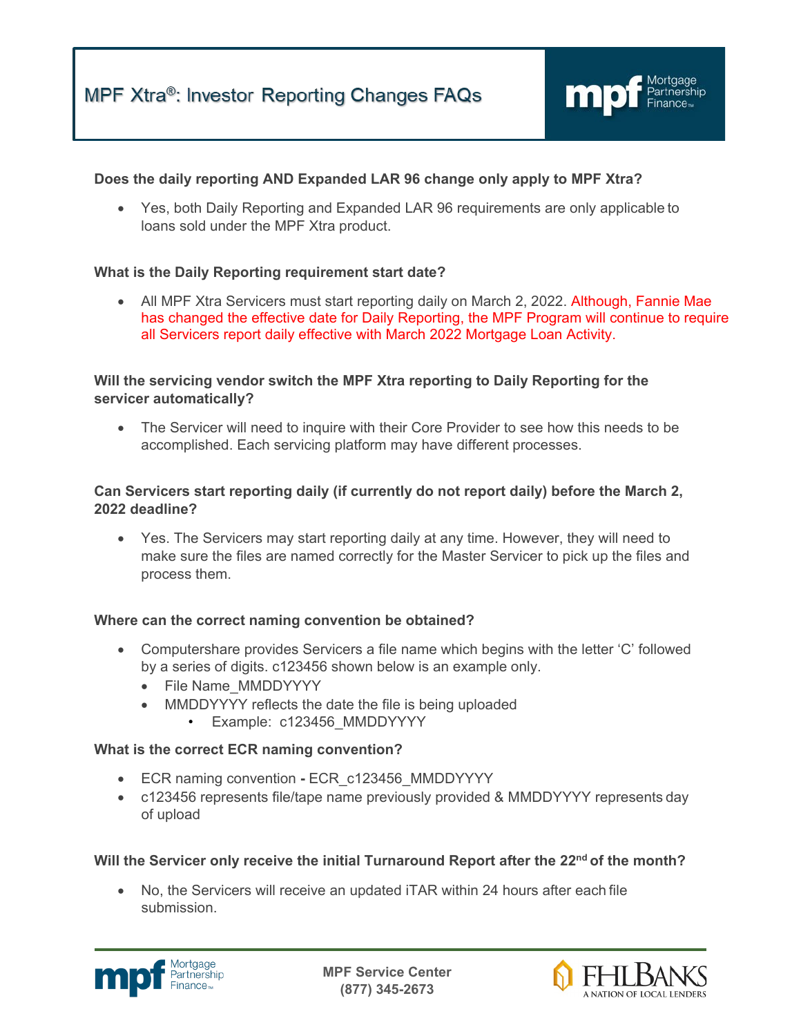# MPF Xtra®: Investor Reporting Changes FAQs

**Does the daily reporting AND Expanded LAR 96 change only apply to MPF Xtra?**

- Yes, both Daily Reporting and Expanded LAR 96 requirements are only applicable to loans sold under the MPF Xtra product.

**What is the Daily Reporting requirement start date?**

- All MPF Xtra Servicers must start reporting daily on March 2, 2022. Although, Fannie Mae has changed the effective date for Daily Reporting, the MPF Program will continue to require all Servicers report daily effective with March 2022 Mortgage Loan Activity.

**Will the servicing vendor switch the MPF Xtra reporting to Daily Reporting for the servicer automatically?**

- The Servicer will need to inquire with their Core Provider to see how this needs to be accomplished. Each servicing platform may have different processes.

**Can Servicers start reporting daily (if currently do not report daily) before the March 2, 2022 deadline?**

- Yes. The Servicers may start reporting daily at any time. However, they will need to make sure the files are named correctly for the Master Servicer to pick up the files and process them.

**Where can the correct naming convention be obtained?**

- Computershare provides Servicers a file name which begins with the letter 'C' followed by a series of digits. c123456 shown below is an example only.
  - File Name_MMDDYYYY
  - MMDDYYYY reflects the date the file is being uploaded
    - Example: c123456_MMDDYYYY

**What is the correct ECR naming convention?**

- ECR naming convention **-** ECR_c123456_MMDDYYYY
- c123456 represents file/tape name previously provided & MMDDYYYY represents day of upload

**Will the Servicer only receive the initial Turnaround Report after the 22nd of the month?**

- No, the Servicers will receive an updated iTAR within 24 hours after each file submission.

MPF Service Center
(877) 345-2673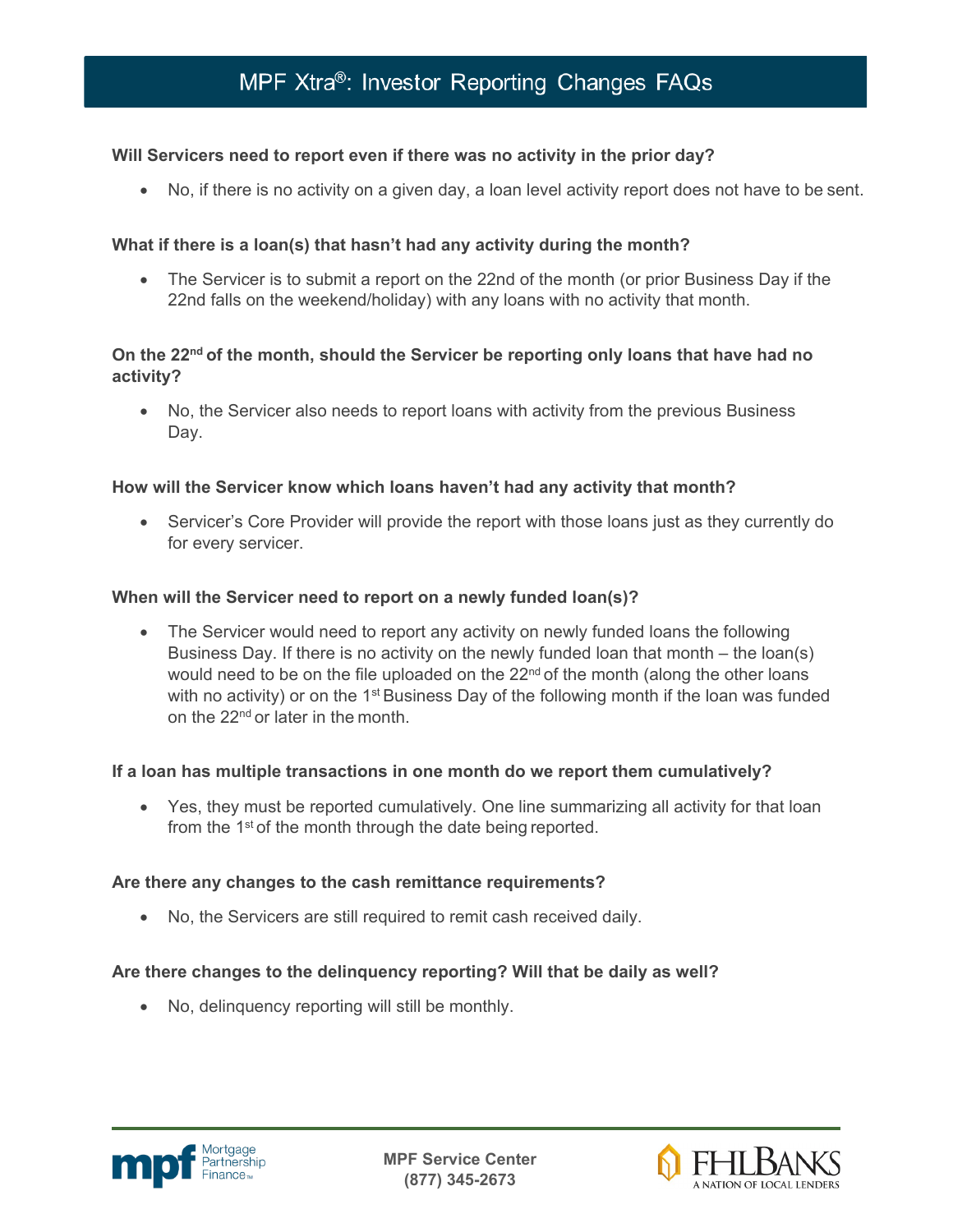# MPF Xtra®: Investor Reporting Changes FAQs

**Will Servicers need to report even if there was no activity in the prior day?**

- No, if there is no activity on a given day, a loan level activity report does not have to be sent.

**What if there is a loan(s) that hasn't had any activity during the month?**

- The Servicer is to submit a report on the 22nd of the month (or prior Business Day if the 22nd falls on the weekend/holiday) with any loans with no activity that month.

**On the 22nd of the month, should the Servicer be reporting only loans that have had no activity?**

- No, the Servicer also needs to report loans with activity from the previous Business Day.

**How will the Servicer know which loans haven't had any activity that month?**

- Servicer's Core Provider will provide the report with those loans just as they currently do for every servicer.

**When will the Servicer need to report on a newly funded loan(s)?**

- The Servicer would need to report any activity on newly funded loans the following Business Day. If there is no activity on the newly funded loan that month – the loan(s) would need to be on the file uploaded on the 22nd of the month (along the other loans with no activity) or on the 1st Business Day of the following month if the loan was funded on the 22nd or later in the month.

**If a loan has multiple transactions in one month do we report them cumulatively?**

- Yes, they must be reported cumulatively. One line summarizing all activity for that loan from the 1st of the month through the date being reported.

**Are there any changes to the cash remittance requirements?**

- No, the Servicers are still required to remit cash received daily.

**Are there changes to the delinquency reporting? Will that be daily as well?**

- No, delinquency reporting will still be monthly.

MPF Service Center
(877) 345-2673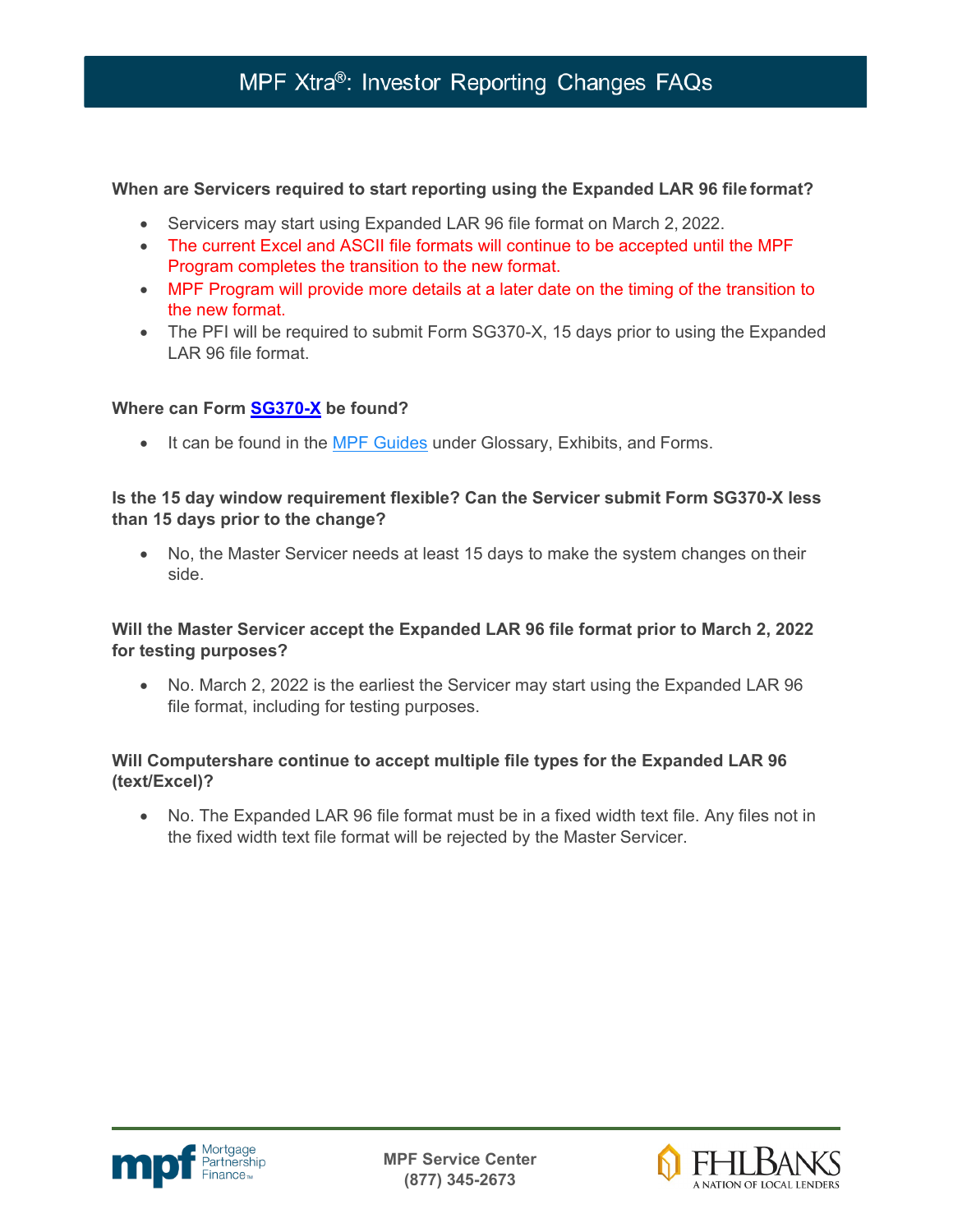# MPF Xtra®: Investor Reporting Changes FAQs

**When are Servicers required to start reporting using the Expanded LAR 96 file format?**

- Servicers may start using Expanded LAR 96 file format on March 2, 2022.
- The current Excel and ASCII file formats will continue to be accepted until the MPF Program completes the transition to the new format.
- MPF Program will provide more details at a later date on the timing of the transition to the new format.
- The PFI will be required to submit Form SG370-X, 15 days prior to using the Expanded LAR 96 file format.

**Where can Form SG370-X be found?**

- It can be found in the MPF Guides under Glossary, Exhibits, and Forms.

**Is the 15 day window requirement flexible? Can the Servicer submit Form SG370-X less than 15 days prior to the change?**

- No, the Master Servicer needs at least 15 days to make the system changes on their side.

**Will the Master Servicer accept the Expanded LAR 96 file format prior to March 2, 2022 for testing purposes?**

- No. March 2, 2022 is the earliest the Servicer may start using the Expanded LAR 96 file format, including for testing purposes.

**Will Computershare continue to accept multiple file types for the Expanded LAR 96 (text/Excel)?**

- No. The Expanded LAR 96 file format must be in a fixed width text file. Any files not in the fixed width text file format will be rejected by the Master Servicer.

MPF Service Center
(877) 345-2673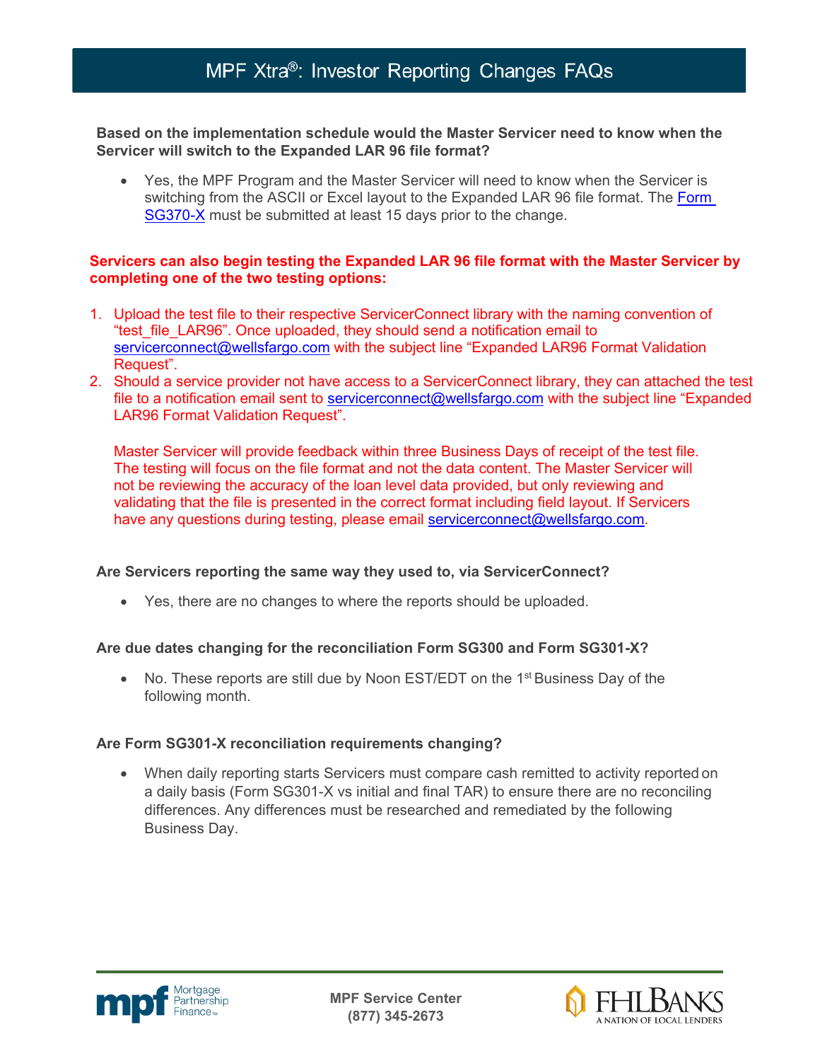**Based on the implementation schedule would the Master Servicer need to know when the Servicer will switch to the Expanded LAR 96 file format?**

- Yes, the MPF Program and the Master Servicer will need to know when the Servicer is switching from the ASCII or Excel layout to the Expanded LAR 96 file format. The Form SG370-X must be submitted at least 15 days prior to the change.

**Servicers can also begin testing the Expanded LAR 96 file format with the Master Servicer by completing one of the two testing options:**

1. Upload the test file to their respective ServicerConnect library with the naming convention of "test_file_LAR96". Once uploaded, they should send a notification email to servicerconnect@wellsfargo.com with the subject line "Expanded LAR96 Format Validation Request".
2. Should a service provider not have access to a ServicerConnect library, they can attached the test file to a notification email sent to servicerconnect@wellsfargo.com with the subject line "Expanded LAR96 Format Validation Request".

   Master Servicer will provide feedback within three Business Days of receipt of the test file. The testing will focus on the file format and not the data content. The Master Servicer will not be reviewing the accuracy of the loan level data provided, but only reviewing and validating that the file is presented in the correct format including field layout. If Servicers have any questions during testing, please email servicerconnect@wellsfargo.com.

**Are Servicers reporting the same way they used to, via ServicerConnect?**

- Yes, there are no changes to where the reports should be uploaded.

**Are due dates changing for the reconciliation Form SG300 and Form SG301-X?**

- No. These reports are still due by Noon EST/EDT on the 1st Business Day of the following month.

**Are Form SG301-X reconciliation requirements changing?**

- When daily reporting starts Servicers must compare cash remitted to activity reported on a daily basis (Form SG301-X vs initial and final TAR) to ensure there are no reconciling differences. Any differences must be researched and remediated by the following Business Day.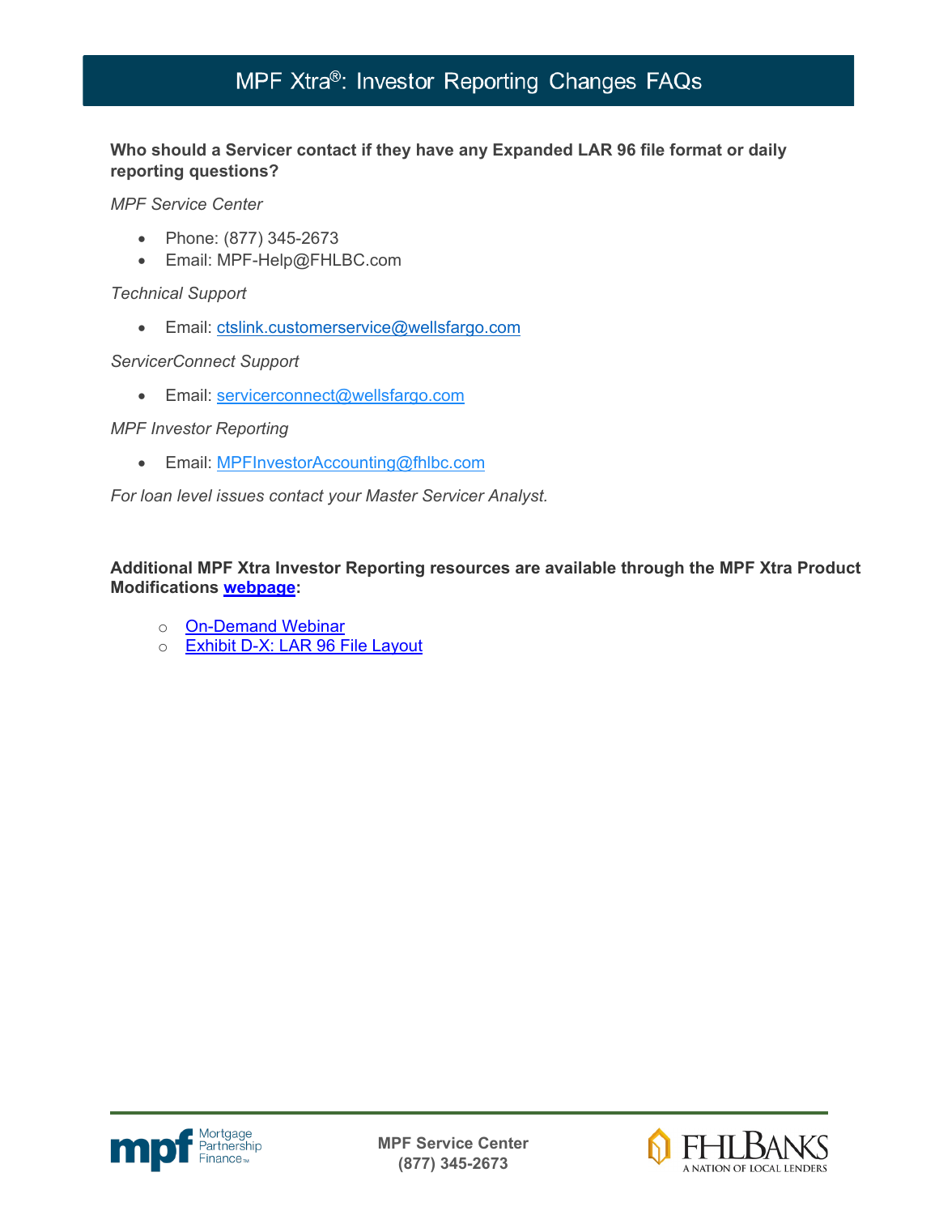**Who should a Servicer contact if they have any Expanded LAR 96 file format or daily reporting questions?**

*MPF Service Center*

- Phone: (877) 345-2673
- Email: MPF-Help@FHLBC.com

*Technical Support*

- Email: ctslink.customerservice@wellsfargo.com

*ServicerConnect Support*

- Email: servicerconnect@wellsfargo.com

*MPF Investor Reporting*

- Email: MPFInvestorAccounting@fhlbc.com

*For loan level issues contact your Master Servicer Analyst.*

**Additional MPF Xtra Investor Reporting resources are available through the MPF Xtra Product Modifications webpage:**

- On-Demand Webinar
- Exhibit D-X: LAR 96 File Layout